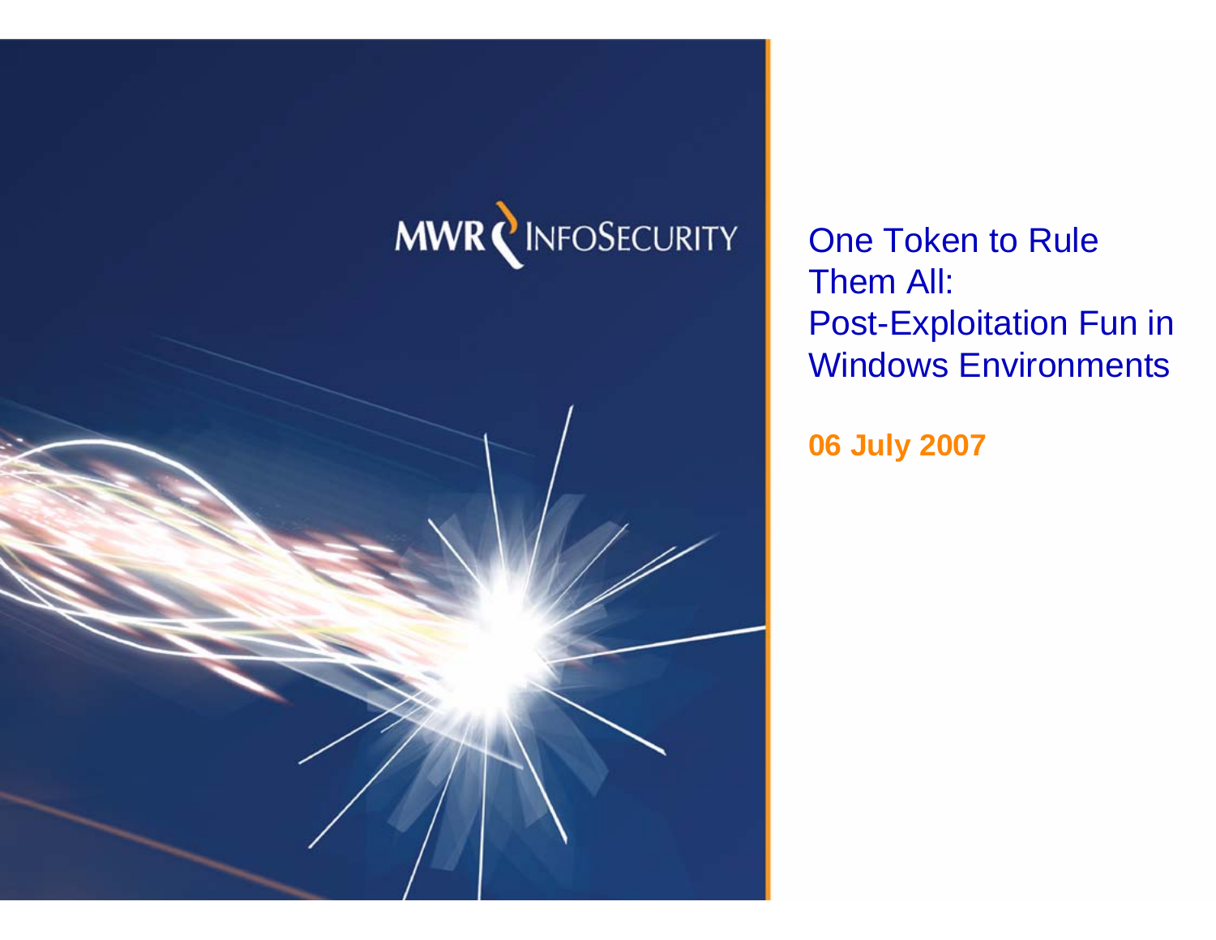MWR InfoSecurity

# One Token to Rule Them All: Post-Exploitation Fun in Windows Environments

**06 July 2007**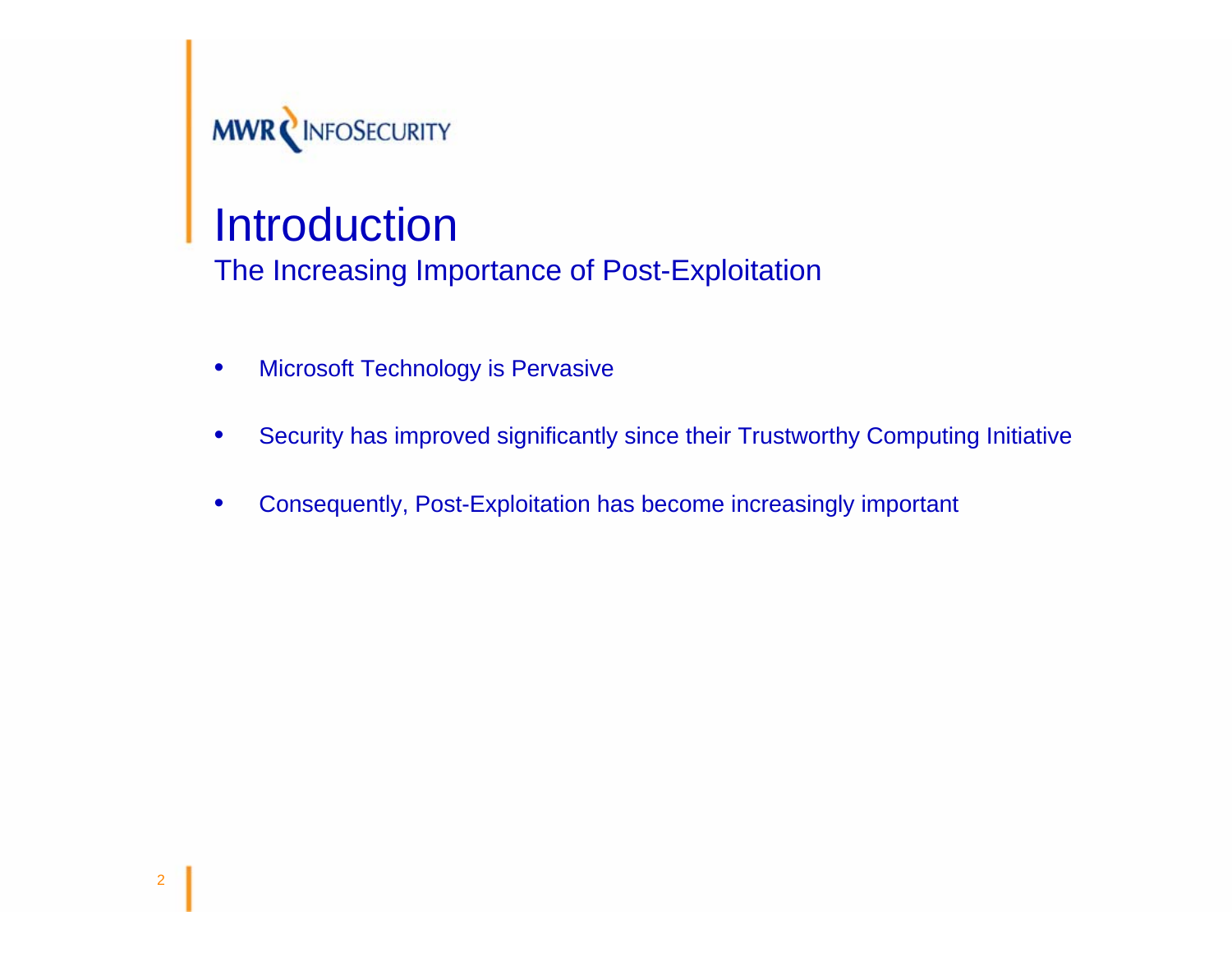# Introduction

## The Increasing Importance of Post-Exploitation

- Microsoft Technology is Pervasive
- Security has improved significantly since their Trustworthy Computing Initiative
- Consequently, Post-Exploitation has become increasingly important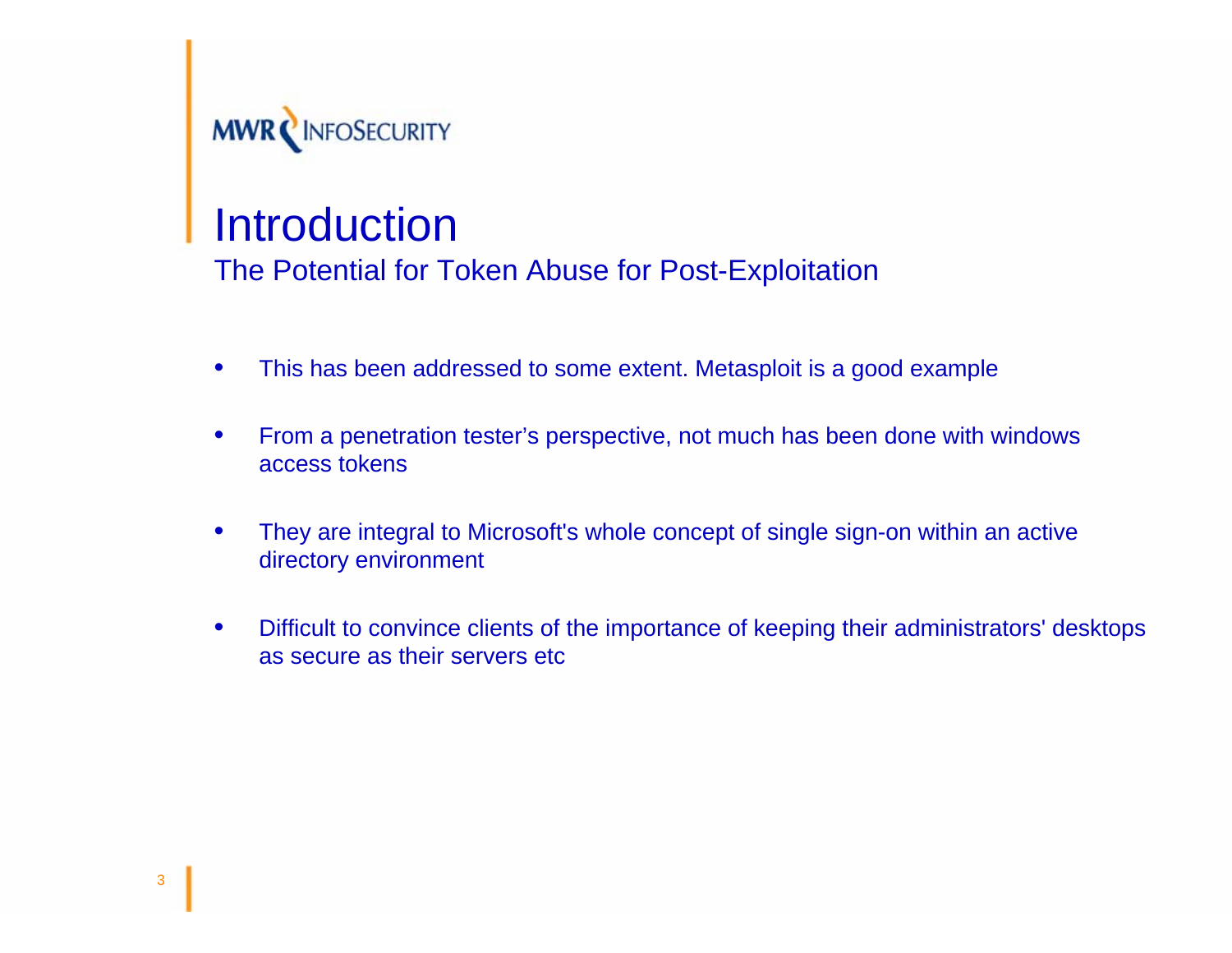# Introduction

## The Potential for Token Abuse for Post-Exploitation

- This has been addressed to some extent. Metasploit is a good example
- From a penetration tester's perspective, not much has been done with windows access tokens
- They are integral to Microsoft's whole concept of single sign-on within an active directory environment
- Difficult to convince clients of the importance of keeping their administrators' desktops as secure as their servers etc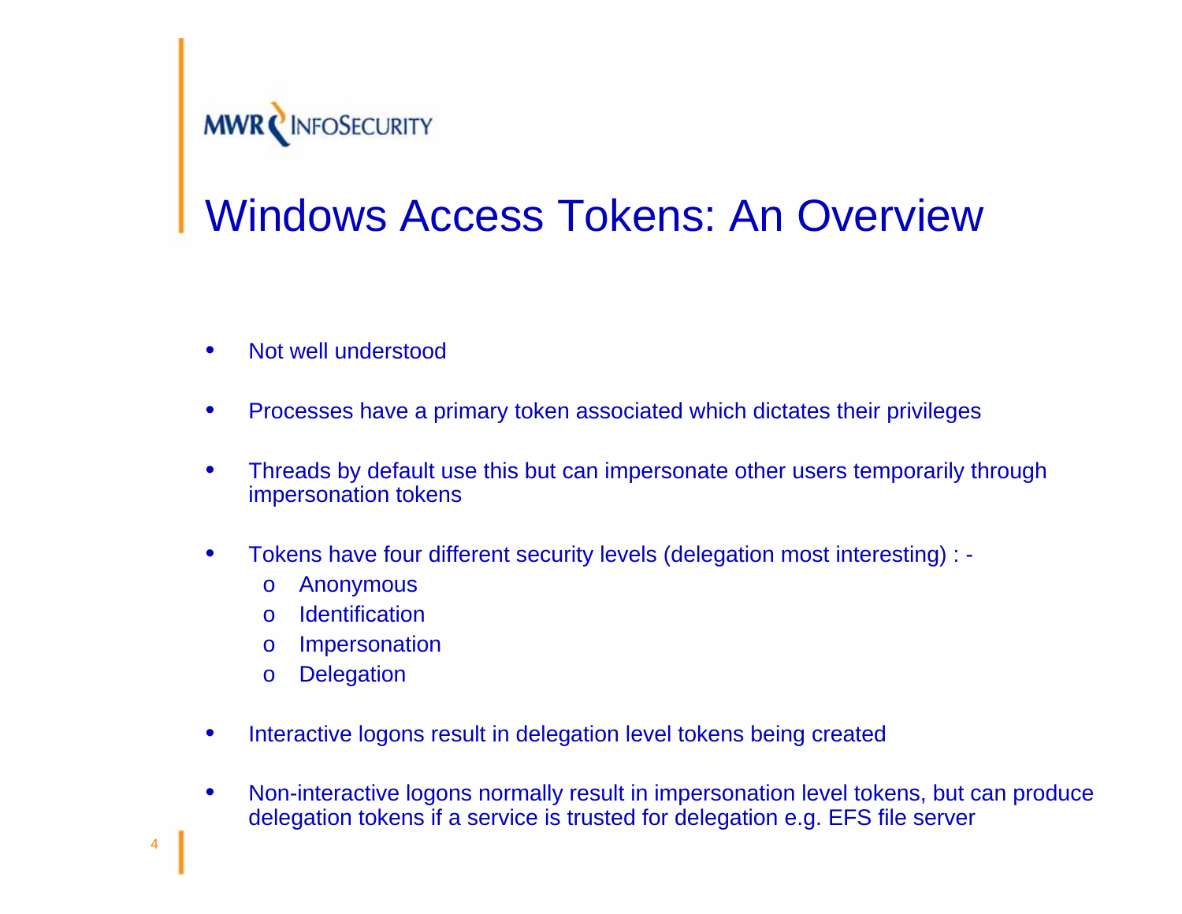# Windows Access Tokens: An Overview

- Not well understood
- Processes have a primary token associated which dictates their privileges
- Threads by default use this but can impersonate other users temporarily through impersonation tokens
- Tokens have four different security levels (delegation most interesting) : -
  - Anonymous
  - Identification
  - Impersonation
  - Delegation
- Interactive logons result in delegation level tokens being created
- Non-interactive logons normally result in impersonation level tokens, but can produce delegation tokens if a service is trusted for delegation e.g. EFS file server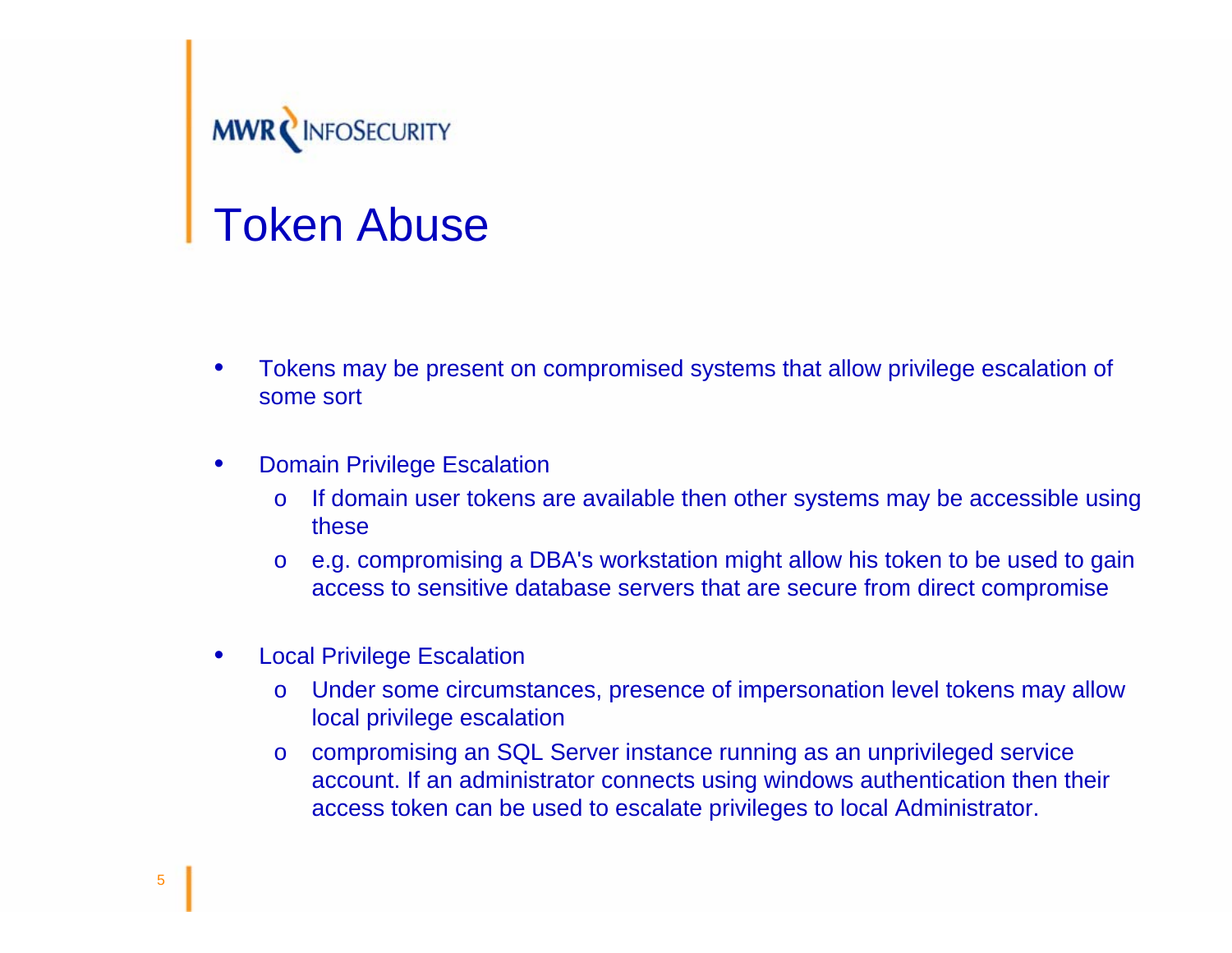# Token Abuse

- Tokens may be present on compromised systems that allow privilege escalation of some sort
- Domain Privilege Escalation
  - If domain user tokens are available then other systems may be accessible using these
  - e.g. compromising a DBA's workstation might allow his token to be used to gain access to sensitive database servers that are secure from direct compromise
- Local Privilege Escalation
  - Under some circumstances, presence of impersonation level tokens may allow local privilege escalation
  - compromising an SQL Server instance running as an unprivileged service account. If an administrator connects using windows authentication then their access token can be used to escalate privileges to local Administrator.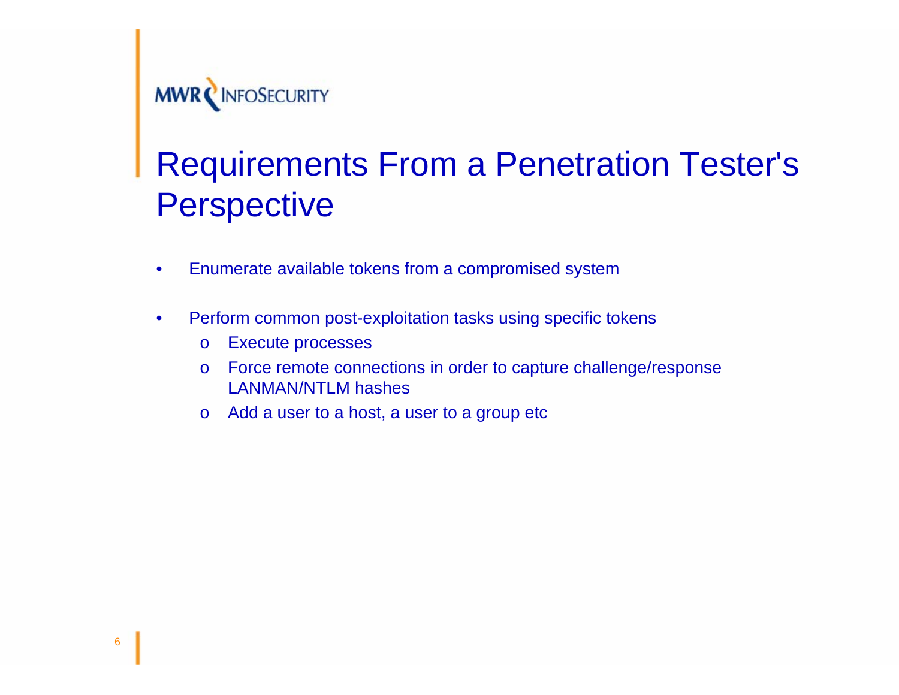# Requirements From a Penetration Tester's Perspective

- Enumerate available tokens from a compromised system
- Perform common post-exploitation tasks using specific tokens
  - Execute processes
  - Force remote connections in order to capture challenge/response LANMAN/NTLM hashes
  - Add a user to a host, a user to a group etc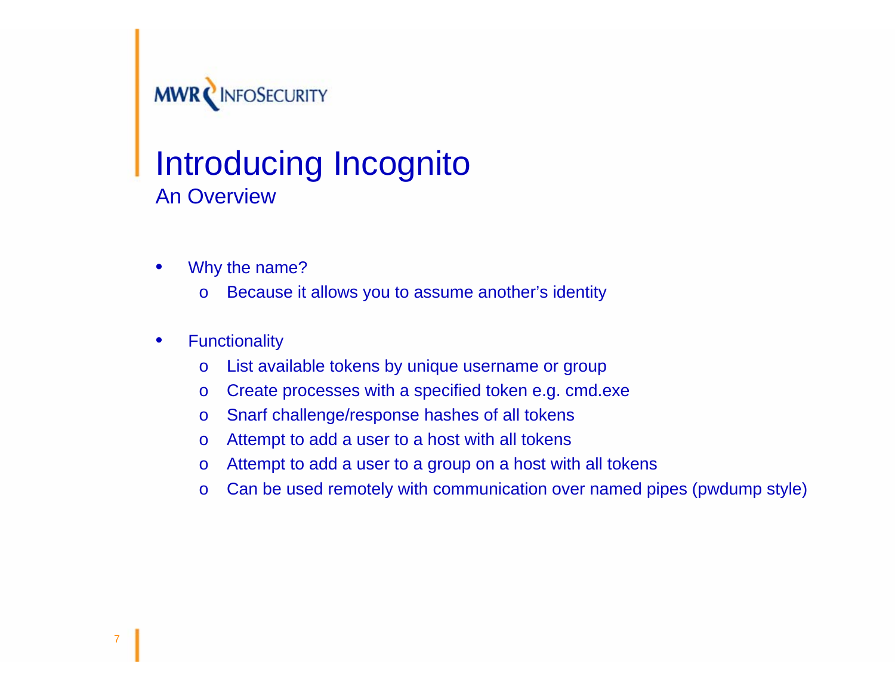# Introducing Incognito

## An Overview

- Why the name?
  - Because it allows you to assume another's identity

- Functionality
  - List available tokens by unique username or group
  - Create processes with a specified token e.g. cmd.exe
  - Snarf challenge/response hashes of all tokens
  - Attempt to add a user to a host with all tokens
  - Attempt to add a user to a group on a host with all tokens
  - Can be used remotely with communication over named pipes (pwdump style)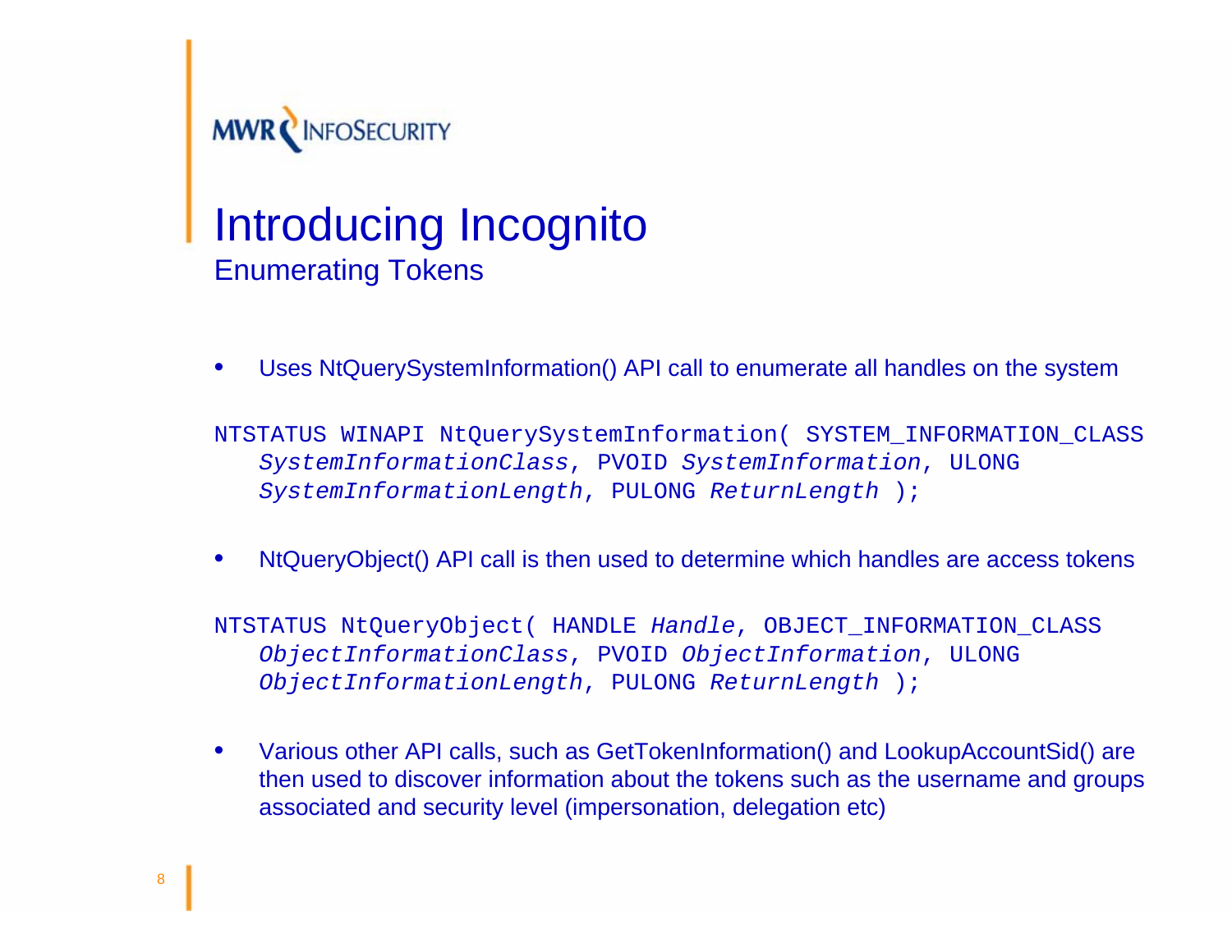# Introducing Incognito

## Enumerating Tokens

- Uses NtQuerySystemInformation() API call to enumerate all handles on the system

```
NTSTATUS WINAPI NtQuerySystemInformation( SYSTEM_INFORMATION_CLASS
   SystemInformationClass, PVOID SystemInformation, ULONG
   SystemInformationLength, PULONG ReturnLength );
```

- NtQueryObject() API call is then used to determine which handles are access tokens

```
NTSTATUS NtQueryObject( HANDLE Handle, OBJECT_INFORMATION_CLASS
   ObjectInformationClass, PVOID ObjectInformation, ULONG
   ObjectInformationLength, PULONG ReturnLength );
```

- Various other API calls, such as GetTokenInformation() and LookupAccountSid() are then used to discover information about the tokens such as the username and groups associated and security level (impersonation, delegation etc)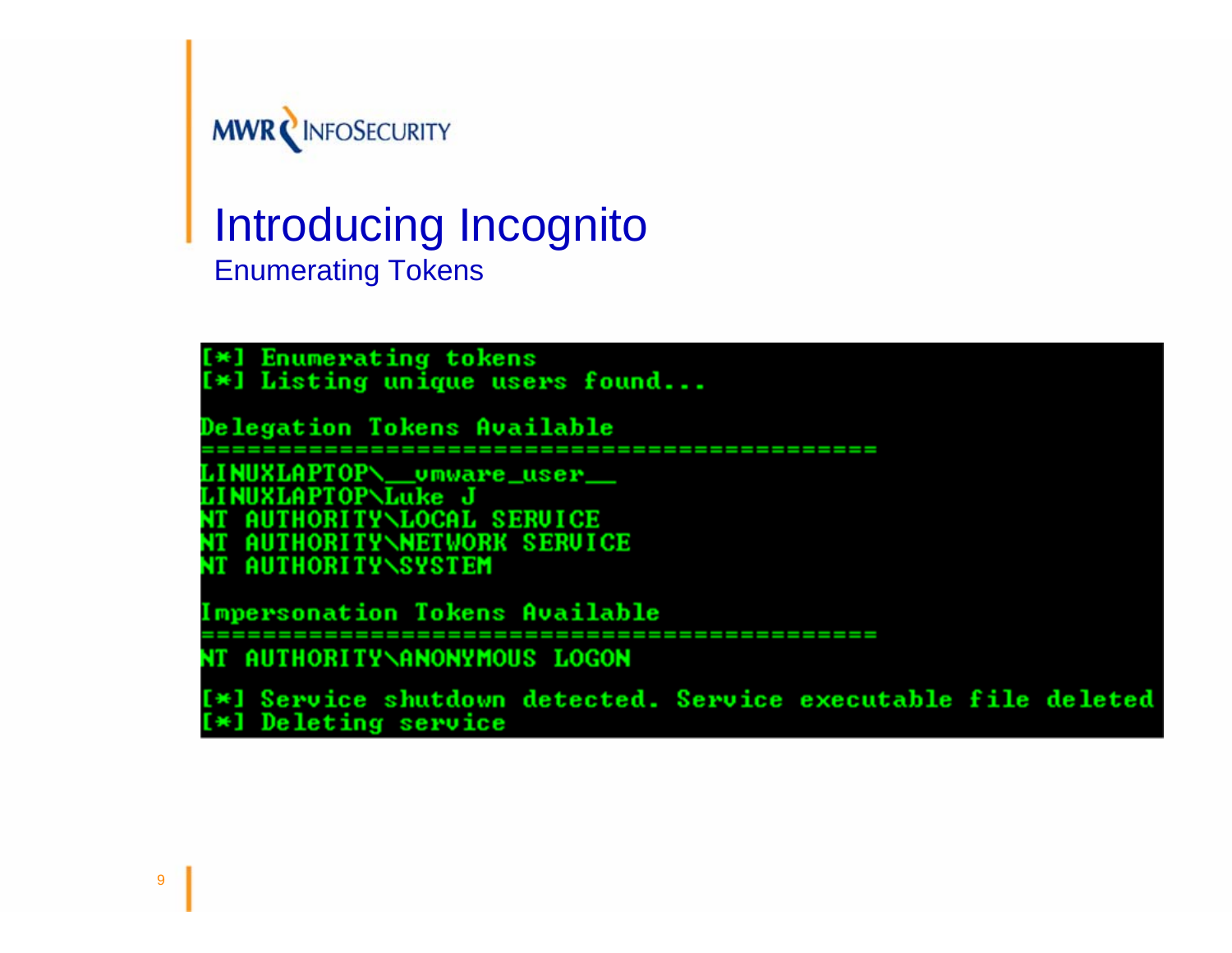# Introducing Incognito

## Enumerating Tokens

```
[*] Enumerating tokens
[*] Listing unique users found...

Delegation Tokens Available
============================================
LINUXLAPTOP\__vmware_user__
LINUXLAPTOP\Luke J
NT AUTHORITY\LOCAL SERVICE
NT AUTHORITY\NETWORK SERVICE
NT AUTHORITY\SYSTEM

Impersonation Tokens Available
============================================
NT AUTHORITY\ANONYMOUS LOGON

[*] Service shutdown detected. Service executable file deleted
[*] Deleting service
```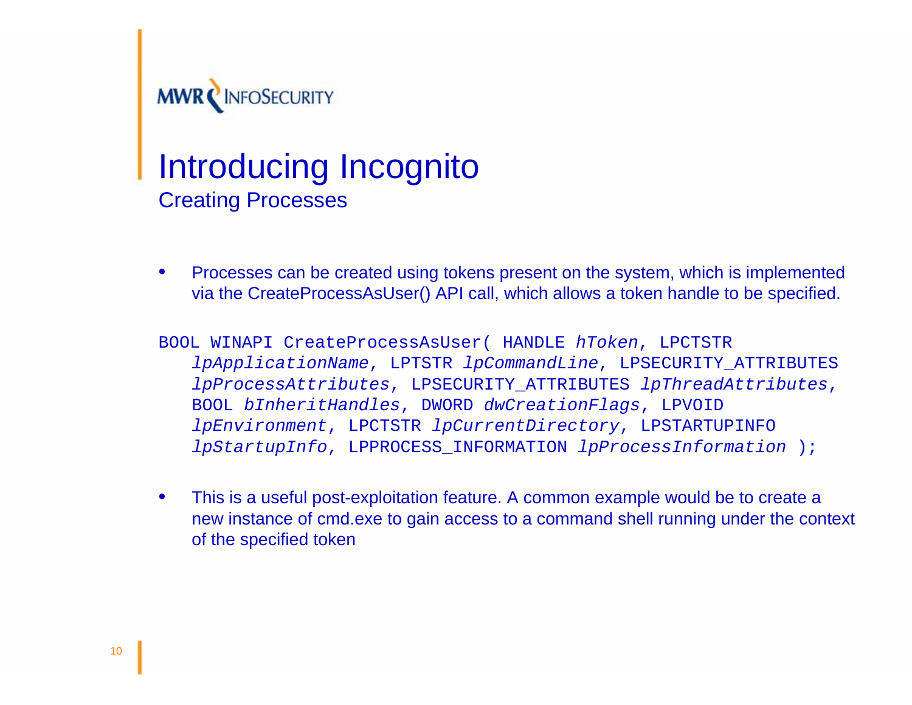# Introducing Incognito

## Creating Processes

- Processes can be created using tokens present on the system, which is implemented via the CreateProcessAsUser() API call, which allows a token handle to be specified.

```
BOOL WINAPI CreateProcessAsUser( HANDLE hToken, LPCTSTR
   lpApplicationName, LPTSTR lpCommandLine, LPSECURITY_ATTRIBUTES
   lpProcessAttributes, LPSECURITY_ATTRIBUTES lpThreadAttributes,
   BOOL bInheritHandles, DWORD dwCreationFlags, LPVOID
   lpEnvironment, LPCTSTR lpCurrentDirectory, LPSTARTUPINFO
   lpStartupInfo, LPPROCESS_INFORMATION lpProcessInformation );
```

- This is a useful post-exploitation feature. A common example would be to create a new instance of cmd.exe to gain access to a command shell running under the context of the specified token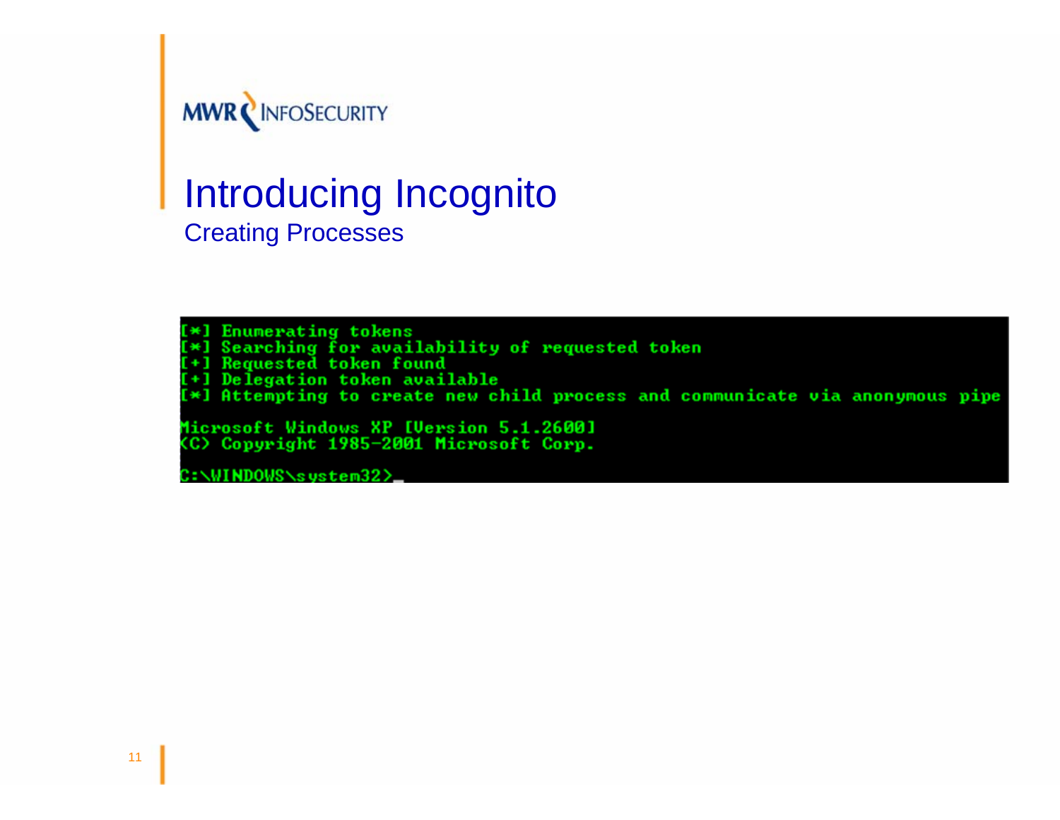# Introducing Incognito

## Creating Processes

```
[*] Enumerating tokens
[*] Searching for availability of requested token
[+] Requested token found
[+] Delegation token available
[*] Attempting to create new child process and communicate via anonymous pipe

Microsoft Windows XP [Version 5.1.2600]
(C) Copyright 1985-2001 Microsoft Corp.

C:\WINDOWS\system32>_
```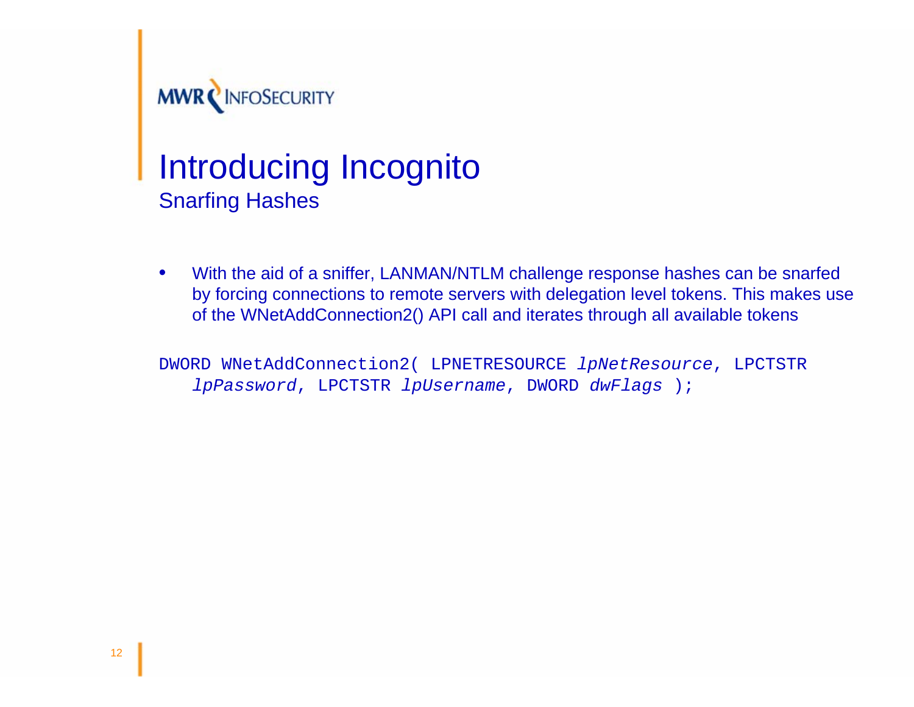# Introducing Incognito

## Snarfing Hashes

- With the aid of a sniffer, LANMAN/NTLM challenge response hashes can be snarfed by forcing connections to remote servers with delegation level tokens. This makes use of the WNetAddConnection2() API call and iterates through all available tokens

```
DWORD WNetAddConnection2( LPNETRESOURCE lpNetResource, LPCTSTR
   lpPassword, LPCTSTR lpUsername, DWORD dwFlags );
```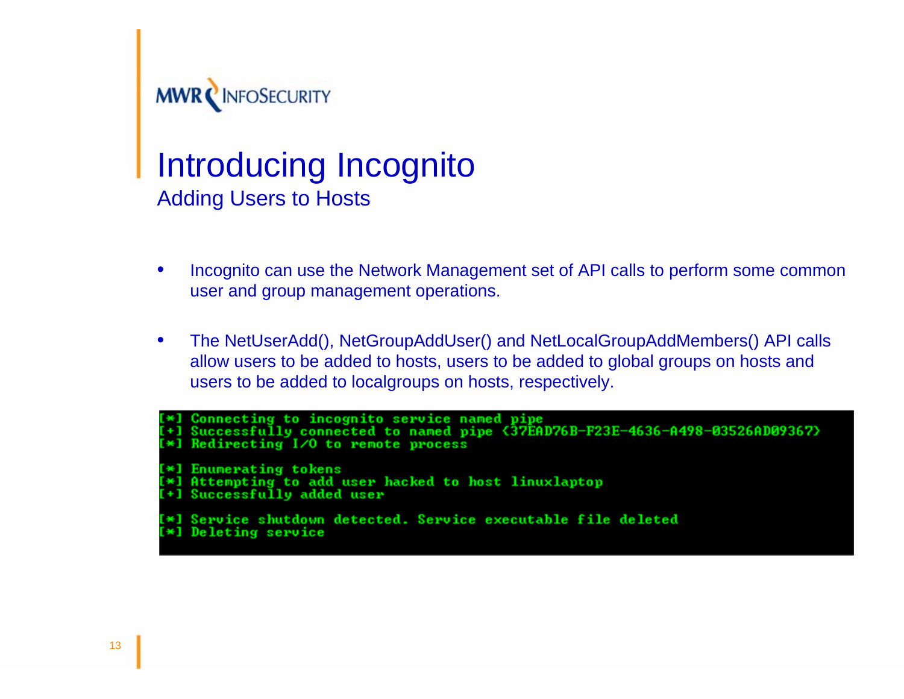MWR InfoSecurity

# Introducing Incognito

## Adding Users to Hosts

- Incognito can use the Network Management set of API calls to perform some common user and group management operations.
- The NetUserAdd(), NetGroupAddUser() and NetLocalGroupAddMembers() API calls allow users to be added to hosts, users to be added to global groups on hosts and users to be added to localgroups on hosts, respectively.

```
[*] Connecting to incognito service named pipe
[+] Successfully connected to named pipe <37EAD76B-F23E-4636-A498-03526AD09367>
[*] Redirecting I/O to remote process

[*] Enumerating tokens
[*] Attempting to add user hacked to host linuxlaptop
[+] Successfully added user

[*] Service shutdown detected. Service executable file deleted
[*] Deleting service
```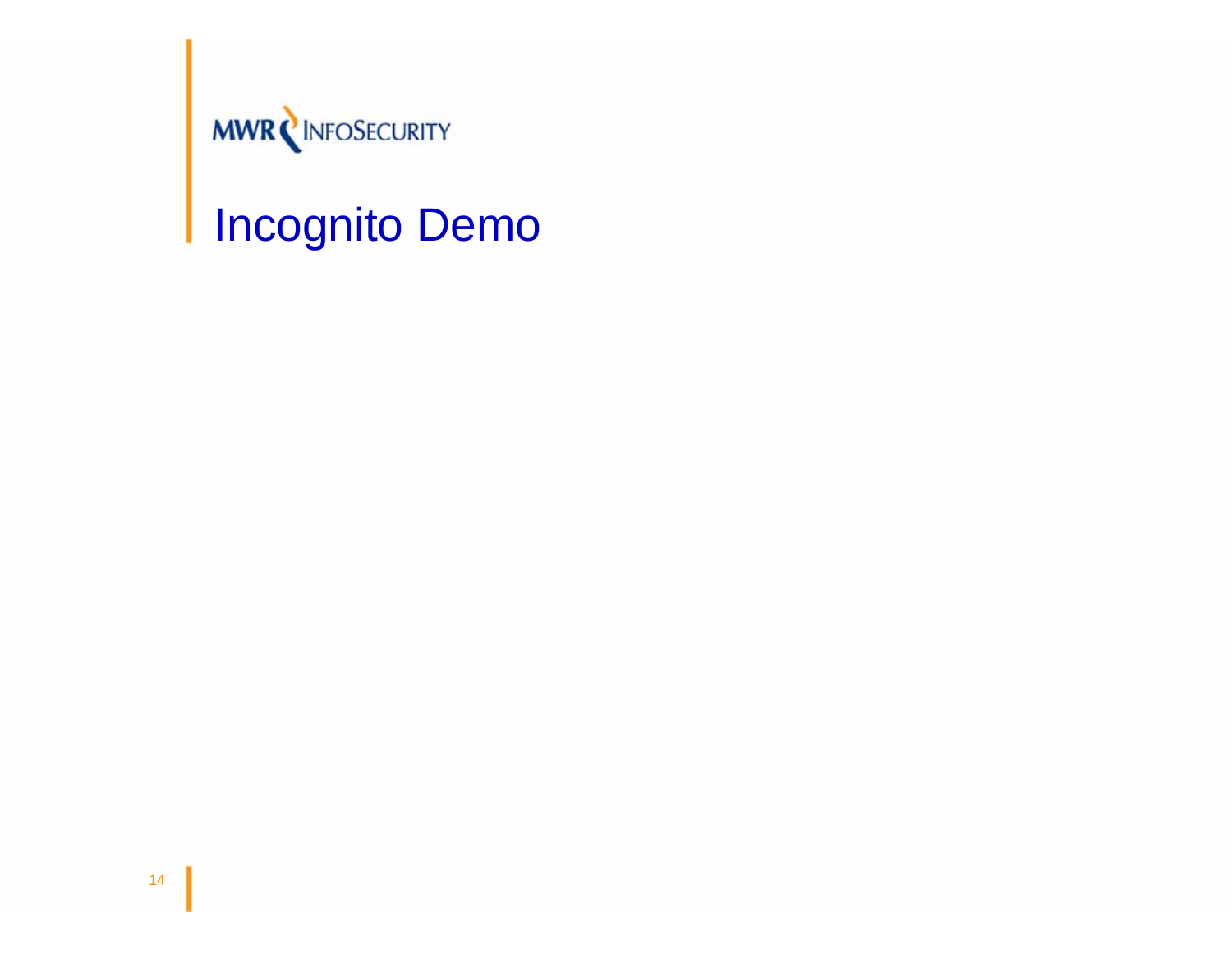MWR InfoSecurity

# Incognito Demo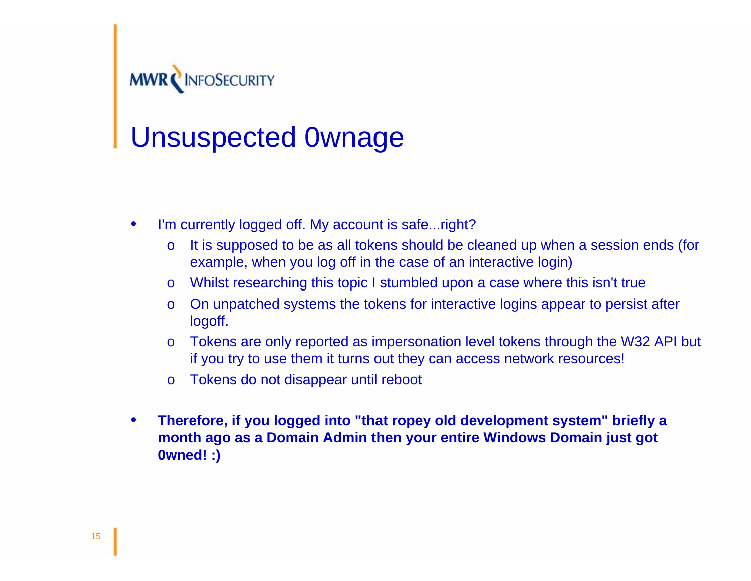# Unsuspected 0wnage

- I'm currently logged off. My account is safe...right?
  - It is supposed to be as all tokens should be cleaned up when a session ends (for example, when you log off in the case of an interactive login)
  - Whilst researching this topic I stumbled upon a case where this isn't true
  - On unpatched systems the tokens for interactive logins appear to persist after logoff.
  - Tokens are only reported as impersonation level tokens through the W32 API but if you try to use them it turns out they can access network resources!
  - Tokens do not disappear until reboot

- **Therefore, if you logged into "that ropey old development system" briefly a month ago as a Domain Admin then your entire Windows Domain just got 0wned! :)**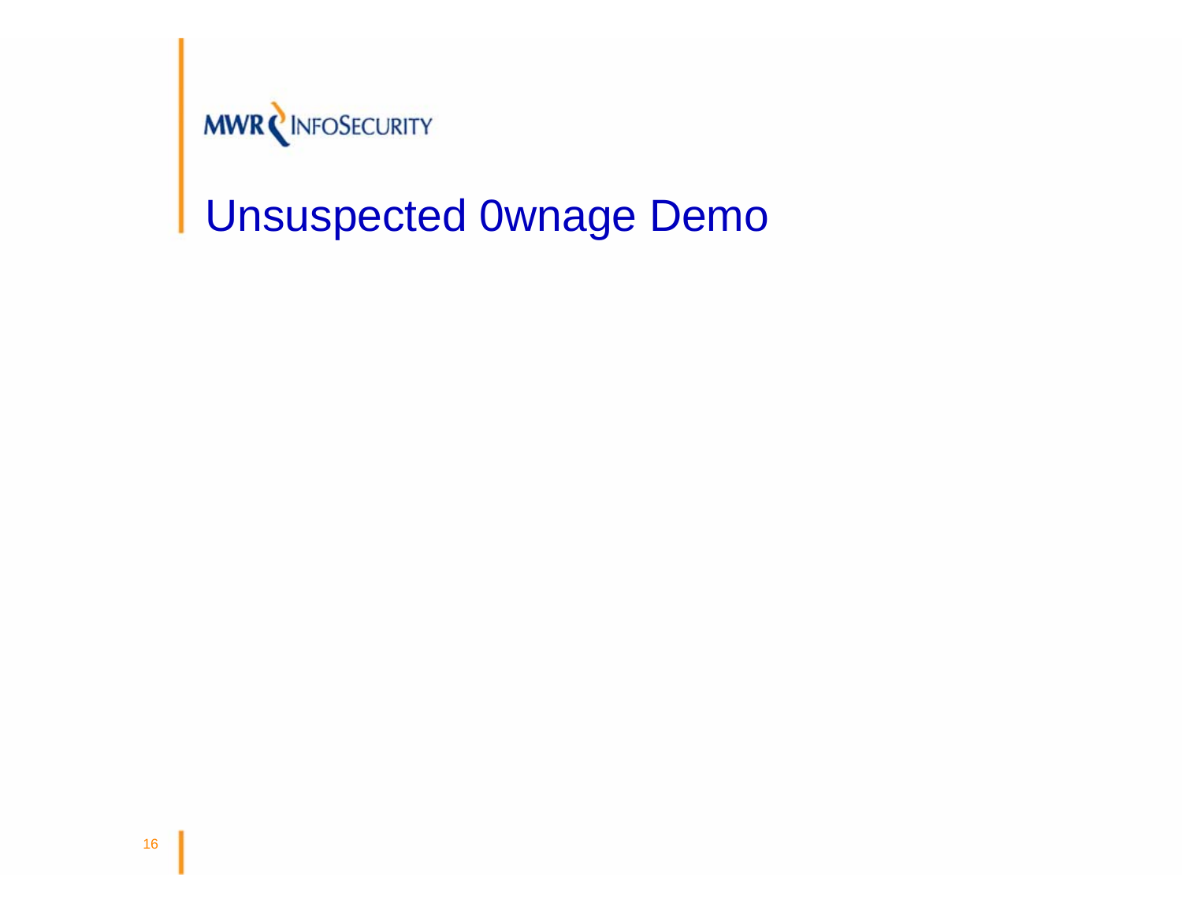MWR InfoSecurity

# Unsuspected 0wnage Demo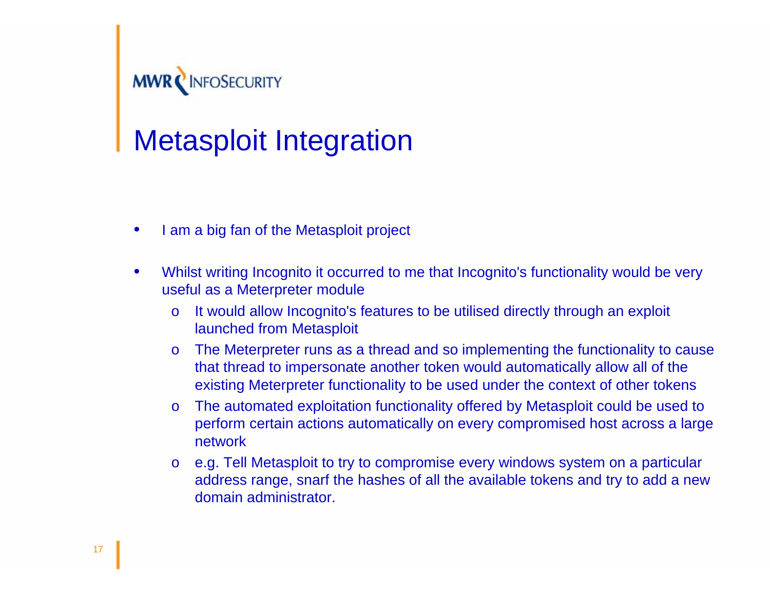# Metasploit Integration

- I am a big fan of the Metasploit project
- Whilst writing Incognito it occurred to me that Incognito's functionality would be very useful as a Meterpreter module
  - It would allow Incognito's features to be utilised directly through an exploit launched from Metasploit
  - The Meterpreter runs as a thread and so implementing the functionality to cause that thread to impersonate another token would automatically allow all of the existing Meterpreter functionality to be used under the context of other tokens
  - The automated exploitation functionality offered by Metasploit could be used to perform certain actions automatically on every compromised host across a large network
  - e.g. Tell Metasploit to try to compromise every windows system on a particular address range, snarf the hashes of all the available tokens and try to add a new domain administrator.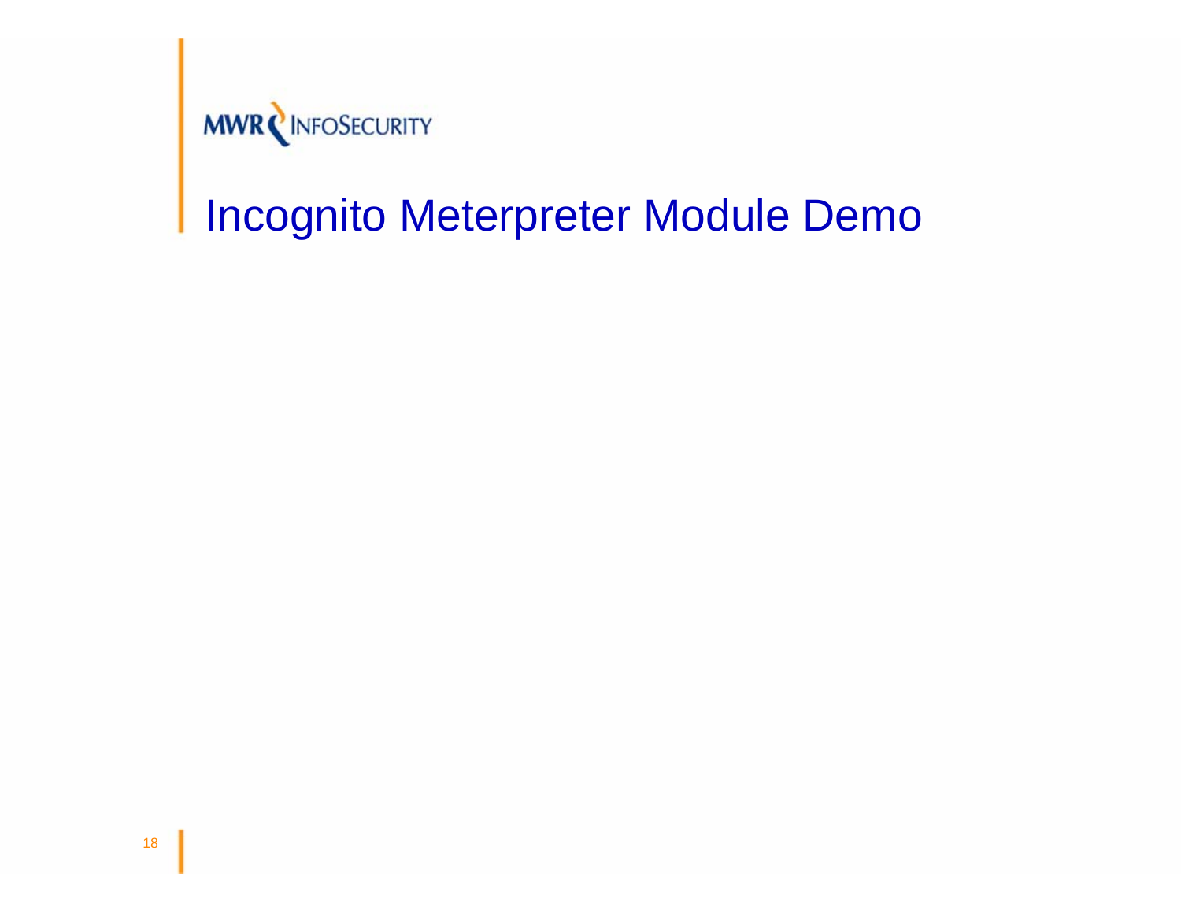# Incognito Meterpreter Module Demo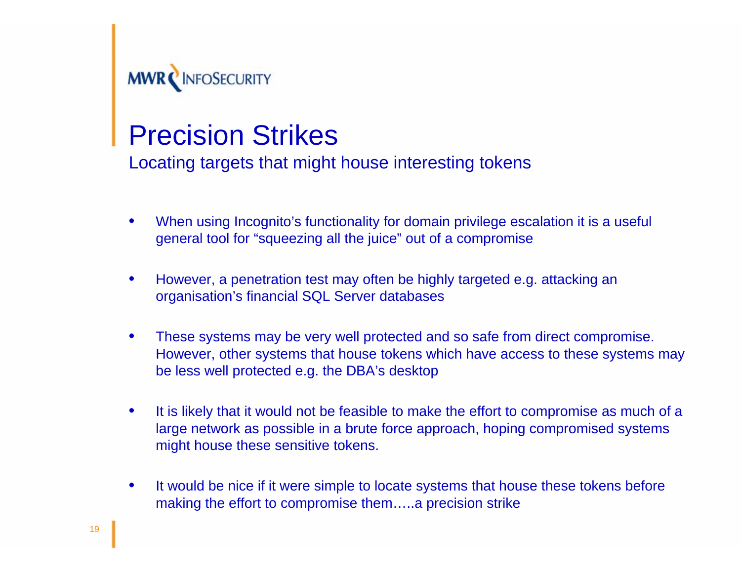# Precision Strikes

## Locating targets that might house interesting tokens

- When using Incognito's functionality for domain privilege escalation it is a useful general tool for "squeezing all the juice" out of a compromise
- However, a penetration test may often be highly targeted e.g. attacking an organisation's financial SQL Server databases
- These systems may be very well protected and so safe from direct compromise. However, other systems that house tokens which have access to these systems may be less well protected e.g. the DBA's desktop
- It is likely that it would not be feasible to make the effort to compromise as much of a large network as possible in a brute force approach, hoping compromised systems might house these sensitive tokens.
- It would be nice if it were simple to locate systems that house these tokens before making the effort to compromise them…..a precision strike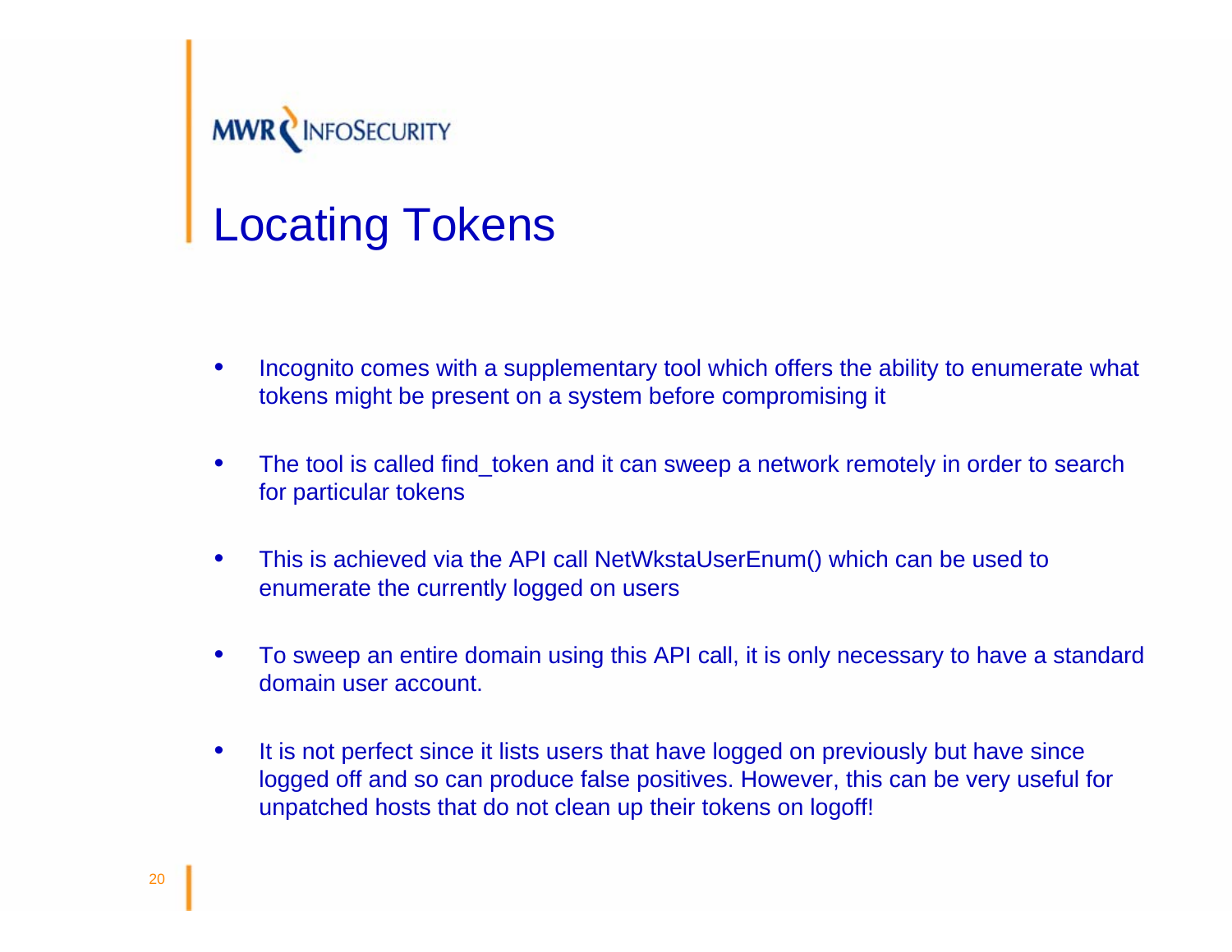# Locating Tokens

- Incognito comes with a supplementary tool which offers the ability to enumerate what tokens might be present on a system before compromising it
- The tool is called find_token and it can sweep a network remotely in order to search for particular tokens
- This is achieved via the API call NetWkstaUserEnum() which can be used to enumerate the currently logged on users
- To sweep an entire domain using this API call, it is only necessary to have a standard domain user account.
- It is not perfect since it lists users that have logged on previously but have since logged off and so can produce false positives. However, this can be very useful for unpatched hosts that do not clean up their tokens on logoff!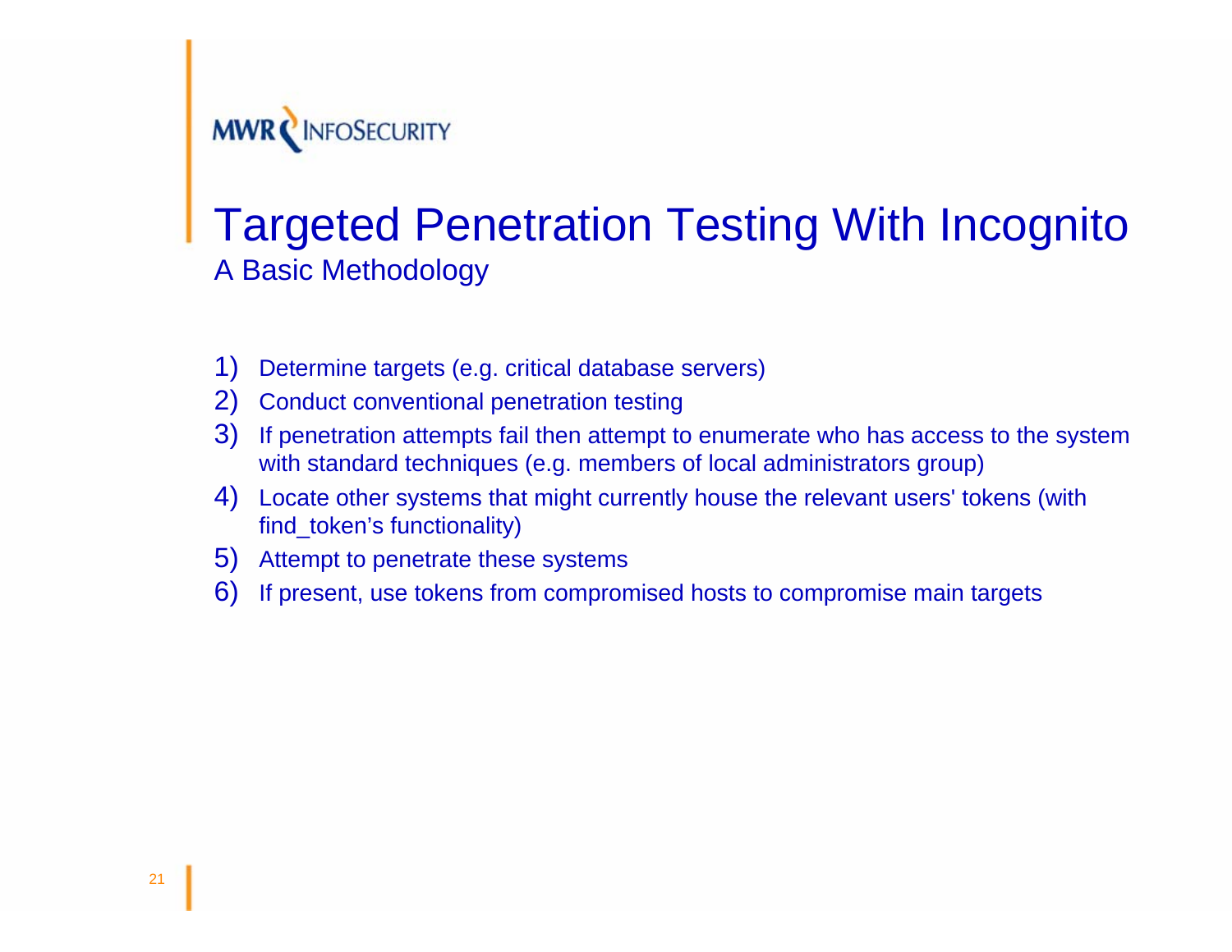# Targeted Penetration Testing With Incognito

## A Basic Methodology

1) Determine targets (e.g. critical database servers)
2) Conduct conventional penetration testing
3) If penetration attempts fail then attempt to enumerate who has access to the system with standard techniques (e.g. members of local administrators group)
4) Locate other systems that might currently house the relevant users' tokens (with find_token's functionality)
5) Attempt to penetrate these systems
6) If present, use tokens from compromised hosts to compromise main targets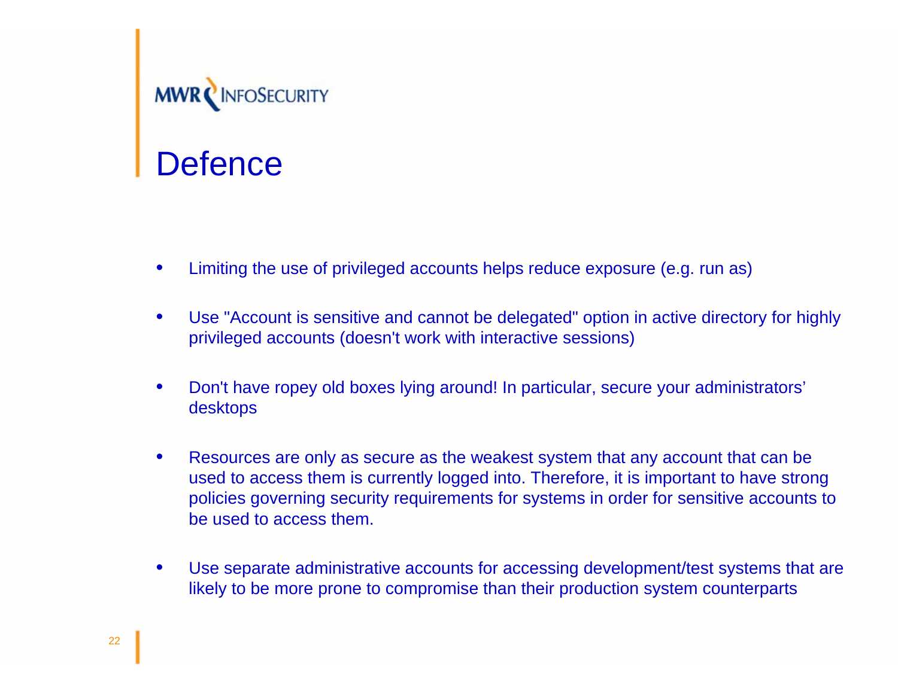MWR InfoSecurity

# Defence

- Limiting the use of privileged accounts helps reduce exposure (e.g. run as)
- Use "Account is sensitive and cannot be delegated" option in active directory for highly privileged accounts (doesn't work with interactive sessions)
- Don't have ropey old boxes lying around! In particular, secure your administrators' desktops
- Resources are only as secure as the weakest system that any account that can be used to access them is currently logged into. Therefore, it is important to have strong policies governing security requirements for systems in order for sensitive accounts to be used to access them.
- Use separate administrative accounts for accessing development/test systems that are likely to be more prone to compromise than their production system counterparts